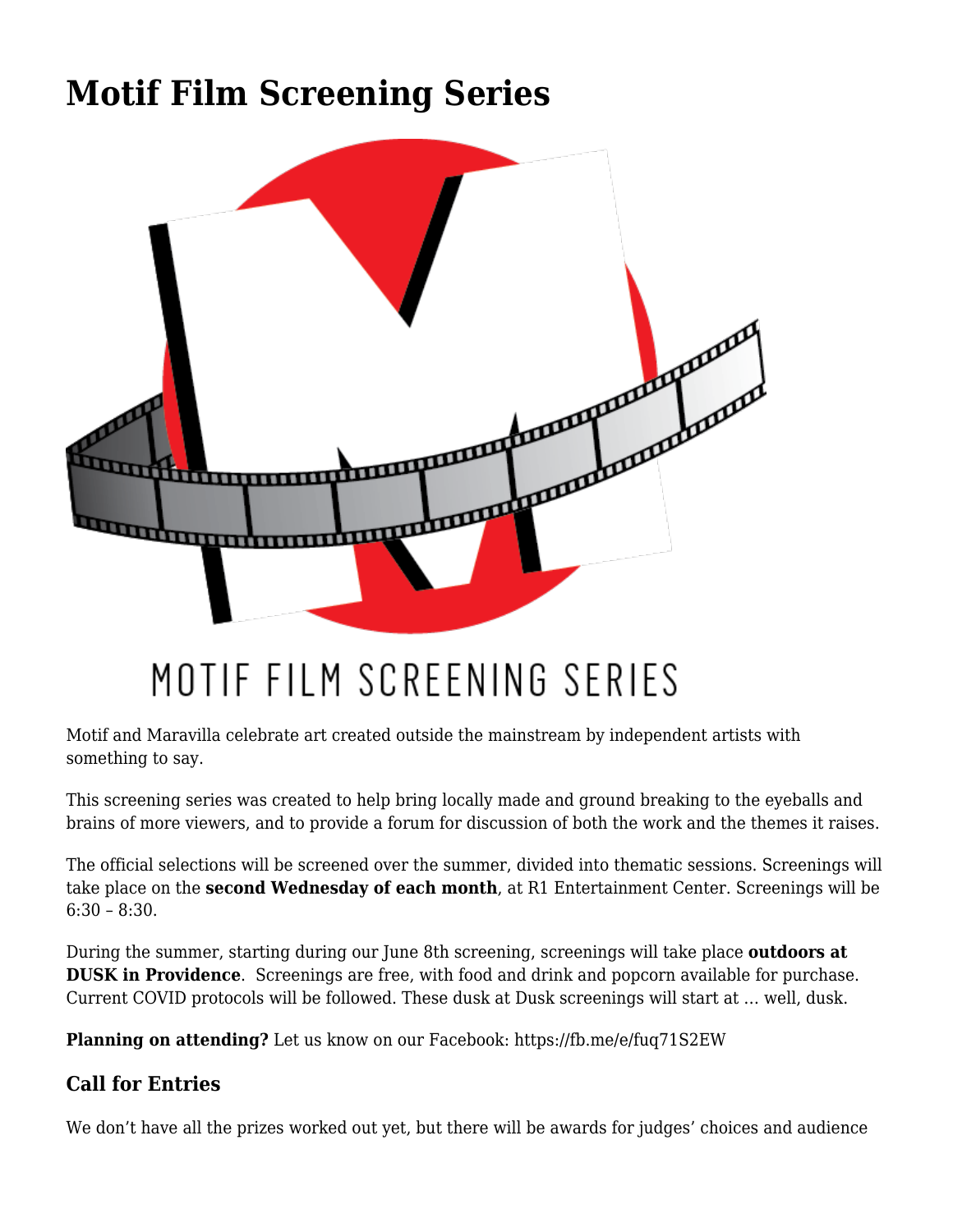# Motif Film Screening Series

Motif and Maravilla celebrate art created outside the mainstream by independent artists with something to say.

This screening series was created to help bring locally made and ground breaking to the eyeballs and brains of more viewers, and to provide a forum for discussion of both the work and the themes it raises.

The official selections will be screened over the summer, divided into thematic sessions. Screenings will take place on the **second Wednesday of each month**, at R1 Entertainment Center. Screenings will be 6:30 – 8:30.

During the summer, starting during our June 8th screening, screenings will take place **outdoors at DUSK in Providence**. Screenings are free, with food and drink and popcorn available for purchase. Current COVID protocols will be followed. These dusk at Dusk screenings will start at … well, dusk.

**Planning on attending?** Let us know on our Facebook: https://fb.me/e/fuq71S2EW

### Call for Entries

We don't have all the prizes worked out yet, but there will be awards for judges' choices and audience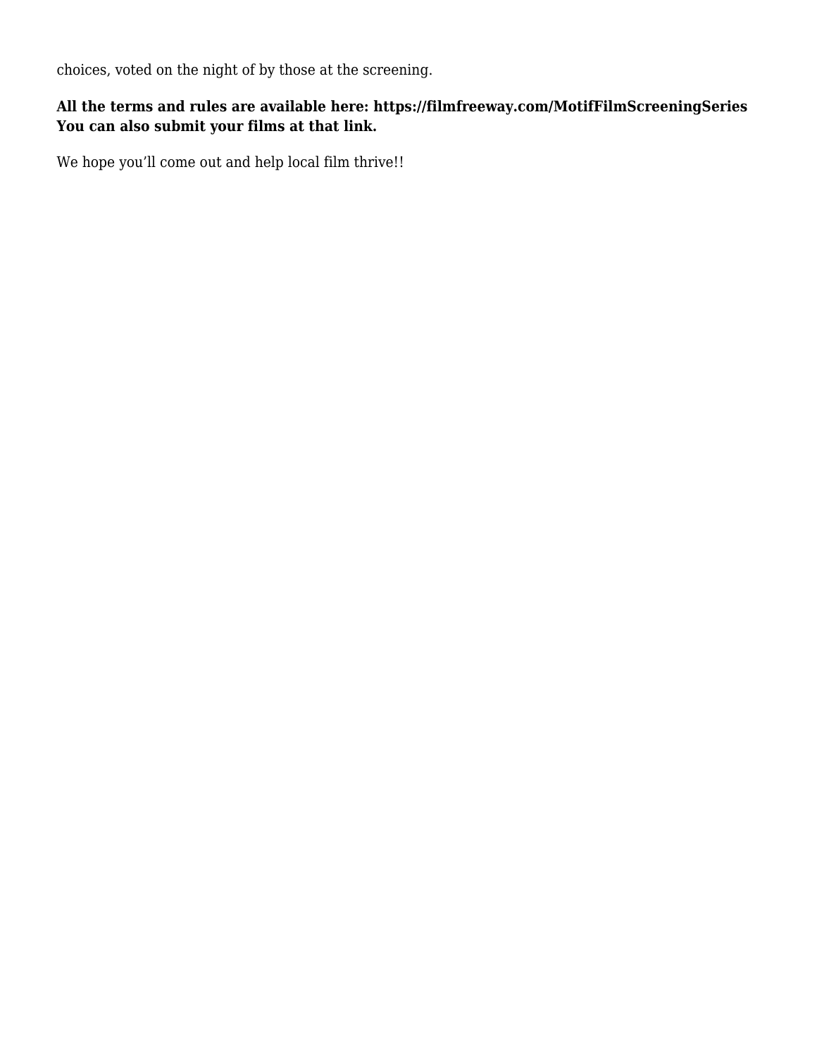choices, voted on the night of by those at the screening.

**All the terms and rules are available here: https://filmfreeway.com/MotifFilmScreeningSeries You can also submit your films at that link.**

We hope you'll come out and help local film thrive!!